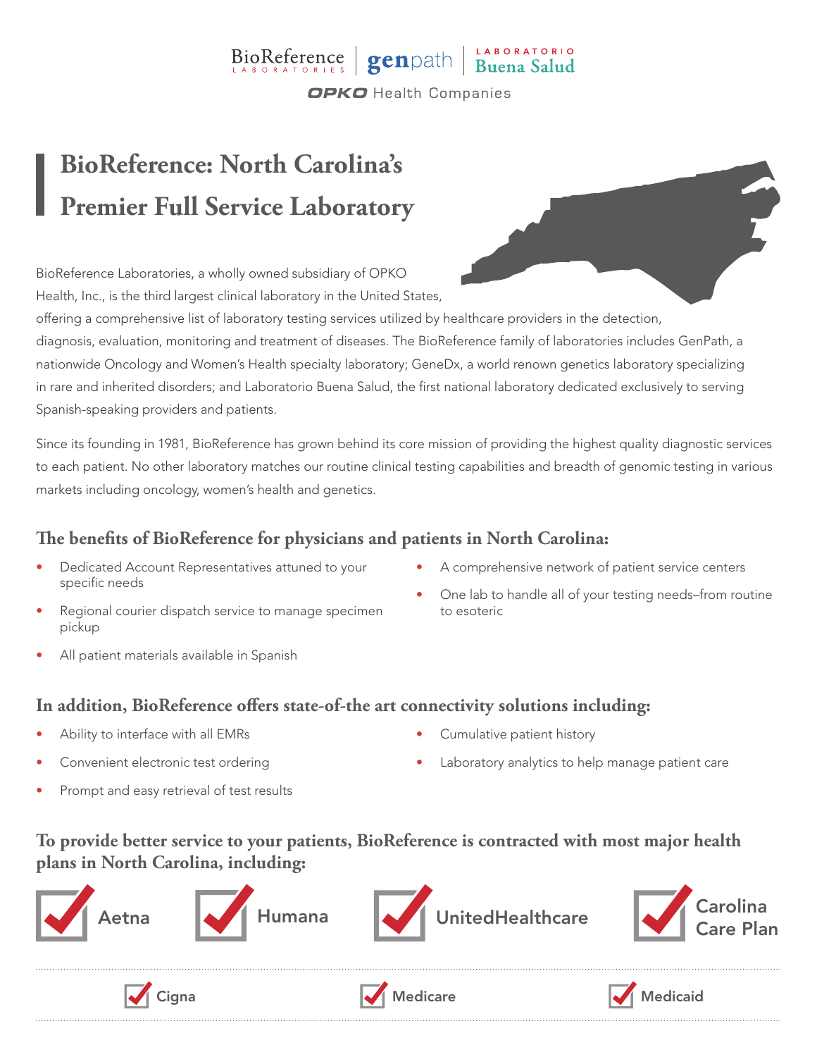BioReference LABORATORIES | genpath | LABORATORIO Buena Salud

OPKO Health Companies

# BioReference: North Carolina's Premier Full Service Laboratory

BioReference Laboratories, a wholly owned subsidiary of OPKO Health, Inc., is the third largest clinical laboratory in the United States, offering a comprehensive list of laboratory testing services utilized by healthcare providers in the detection, diagnosis, evaluation, monitoring and treatment of diseases. The BioReference family of laboratories includes GenPath, a nationwide Oncology and Women's Health specialty laboratory; GeneDx, a world renown genetics laboratory specializing in rare and inherited disorders; and Laboratorio Buena Salud, the first national laboratory dedicated exclusively to serving Spanish-speaking providers and patients.

Since its founding in 1981, BioReference has grown behind its core mission of providing the highest quality diagnostic services to each patient. No other laboratory matches our routine clinical testing capabilities and breadth of genomic testing in various markets including oncology, women's health and genetics.

## The benefits of BioReference for physicians and patients in North Carolina:

- Dedicated Account Representatives attuned to your specific needs
- Regional courier dispatch service to manage specimen pickup
- All patient materials available in Spanish
- A comprehensive network of patient service centers
- One lab to handle all of your testing needs–from routine to esoteric

## In addition, BioReference offers state-of-the art connectivity solutions including:

- Ability to interface with all EMRs
- Convenient electronic test ordering
- Prompt and easy retrieval of test results
- Cumulative patient history
- Laboratory analytics to help manage patient care

## To provide better service to your patients, BioReference is contracted with most major health plans in North Carolina, including:

- ☑ Aetna
- ☑ Humana
- ☑ UnitedHealthcare
- ☑ Carolina Care Plan
- ☑ Cigna
- ☑ Medicare
- ☑ Medicaid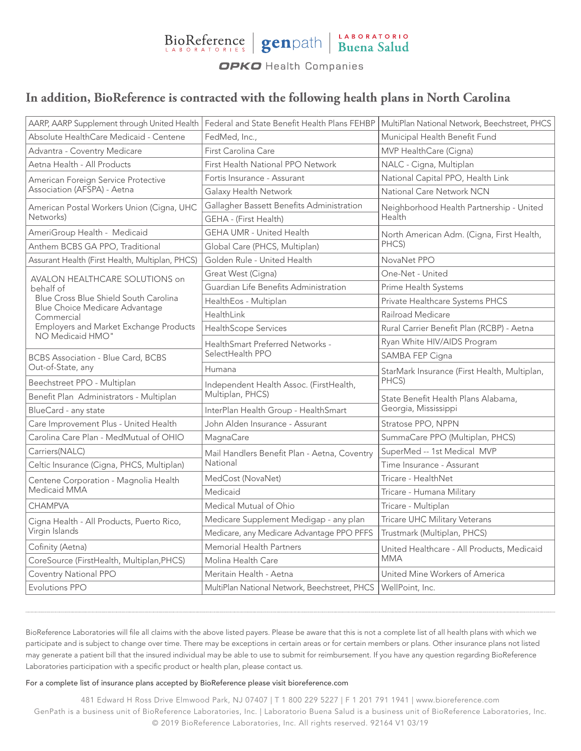BioReference LABORATORIES | genpath | LABORATORIO Buena Salud

OPKO Health Companies

## In addition, BioReference is contracted with the following health plans in North Carolina

| | | |
|---|---|---|
| AARP, AARP Supplement through United Health | Federal and State Benefit Health Plans FEHBP | MultiPlan National Network, Beechstreet, PHCS |
| Absolute HealthCare Medicaid - Centene | FedMed, Inc., | Municipal Health Benefit Fund |
| Advantra - Coventry Medicare | First Carolina Care | MVP HealthCare (Cigna) |
| Aetna Health - All Products | First Health National PPO Network | NALC - Cigna, Multiplan |
| American Foreign Service Protective Association (AFSPA) - Aetna | Fortis Insurance - Assurant | National Capital PPO, Health Link |
| | Galaxy Health Network | National Care Network NCN |
| American Postal Workers Union (Cigna, UHC Networks) | Gallagher Bassett Benefits Administration | Neighborhood Health Partnership - United Health |
| | GEHA - (First Health) | |
| AmeriGroup Health - Medicaid | GEHA UMR - United Health | North American Adm. (Cigna, First Health, PHCS) |
| Anthem BCBS GA PPO, Traditional | Global Care (PHCS, Multiplan) | |
| Assurant Health (First Health, Multiplan, PHCS) | Golden Rule - United Health | NovaNet PPO |
| AVALON HEALTHCARE SOLUTIONS on behalf of Blue Cross Blue Shield South Carolina Blue Choice Medicare Advantage Commercial Employers and Market Exchange Products NO Medicaid HMO" | Great West (Cigna) | One-Net - United |
| | Guardian Life Benefits Administration | Prime Health Systems |
| | HealthEos - Multiplan | Private Healthcare Systems PHCS |
| | HealthLink | Railroad Medicare |
| | HealthScope Services | Rural Carrier Benefit Plan (RCBP) - Aetna |
| | HealthSmart Preferred Networks - SelectHealth PPO | Ryan White HIV/AIDS Program |
| BCBS Association - Blue Card, BCBS Out-of-State, any | | SAMBA FEP Cigna |
| | Humana | StarMark Insurance (First Health, Multiplan, PHCS) |
| Beechstreet PPO - Multiplan | Independent Health Assoc. (FirstHealth, Multiplan, PHCS) | |
| Benefit Plan Administrators - Multiplan | | State Benefit Health Plans Alabama, Georgia, Mississippi |
| BlueCard - any state | InterPlan Health Group - HealthSmart | |
| Care Improvement Plus - United Health | John Alden Insurance - Assurant | Stratose PPO, NPPN |
| Carolina Care Plan - MedMutual of OHIO | MagnaCare | SummaCare PPO (Multiplan, PHCS) |
| Carriers(NALC) | Mail Handlers Benefit Plan - Aetna, Coventry National | SuperMed -- 1st Medical MVP |
| Celtic Insurance (Cigna, PHCS, Multiplan) | | Time Insurance - Assurant |
| Centene Corporation - Magnolia Health Medicaid MMA | MedCost (NovaNet) | Tricare - HealthNet |
| | Medicaid | Tricare - Humana Military |
| CHAMPVA | Medical Mutual of Ohio | Tricare - Multiplan |
| Cigna Health - All Products, Puerto Rico, Virgin Islands | Medicare Supplement Medigap - any plan | Tricare UHC Military Veterans |
| | Medicare, any Medicare Advantage PPO PFFS | Trustmark (Multiplan, PHCS) |
| Cofinity (Aetna) | Memorial Health Partners | United Healthcare - All Products, Medicaid MMA |
| CoreSource (FirstHealth, Multiplan,PHCS) | Molina Health Care | |
| Coventry National PPO | Meritain Health - Aetna | United Mine Workers of America |
| Evolutions PPO | MultiPlan National Network, Beechstreet, PHCS | WellPoint, Inc. |

BioReference Laboratories will file all claims with the above listed payers. Please be aware that this is not a complete list of all health plans with which we participate and is subject to change over time. There may be exceptions in certain areas or for certain members or plans. Other insurance plans not listed may generate a patient bill that the insured individual may be able to use to submit for reimbursement. If you have any question regarding BioReference Laboratories participation with a specific product or health plan, please contact us.

For a complete list of insurance plans accepted by BioReference please visit bioreference.com

481 Edward H Ross Drive Elmwood Park, NJ 07407 | T 1 800 229 5227 | F 1 201 791 1941 | www.bioreference.com
GenPath is a business unit of BioReference Laboratories, Inc. | Laboratorio Buena Salud is a business unit of BioReference Laboratories, Inc.
© 2019 BioReference Laboratories, Inc. All rights reserved. 92164 V1 03/19